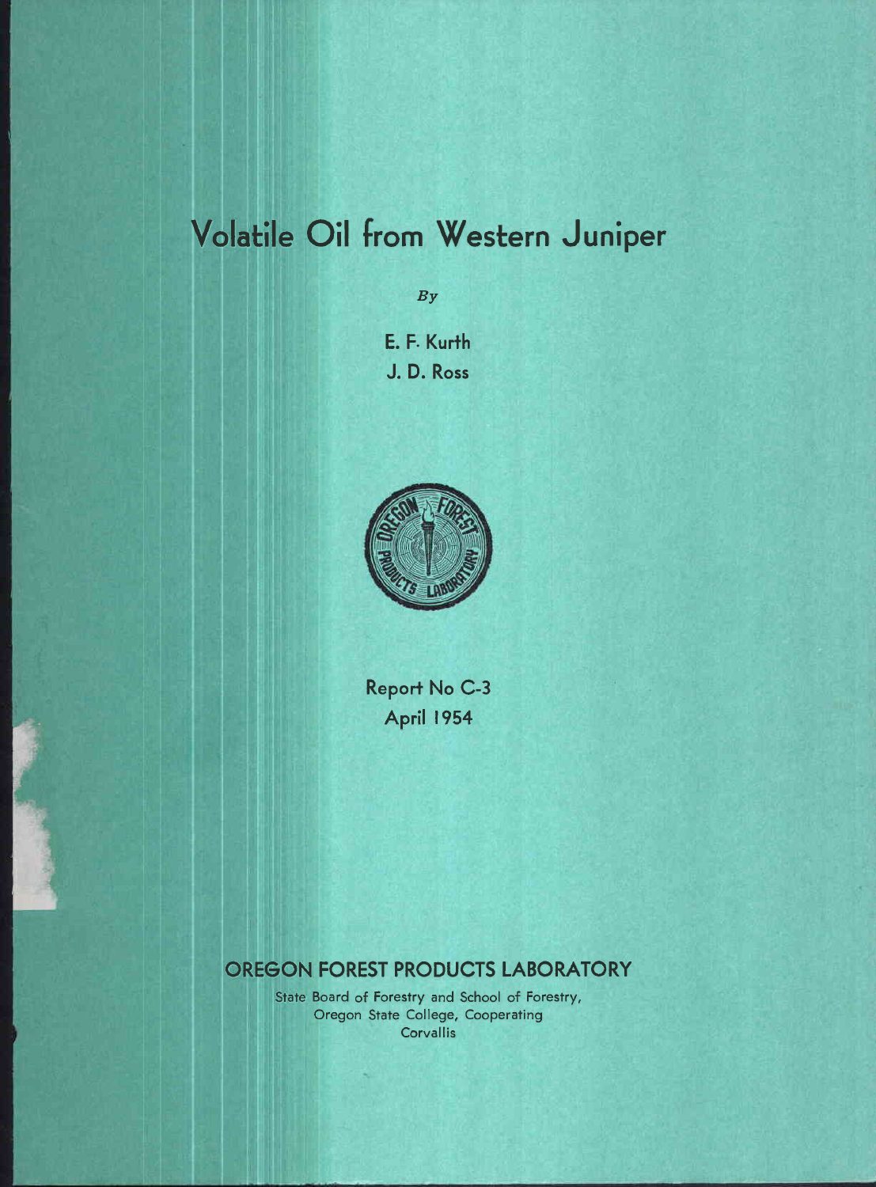# Volatile Oil from Western Juniper

*By*

E. F. Kurth

J. D. Ross

Report No C-3

April 1954

## OREGON FOREST PRODUCTS LABORATORY

State Board of Forestry and School of Forestry,
Oregon State College, Cooperating
Corvallis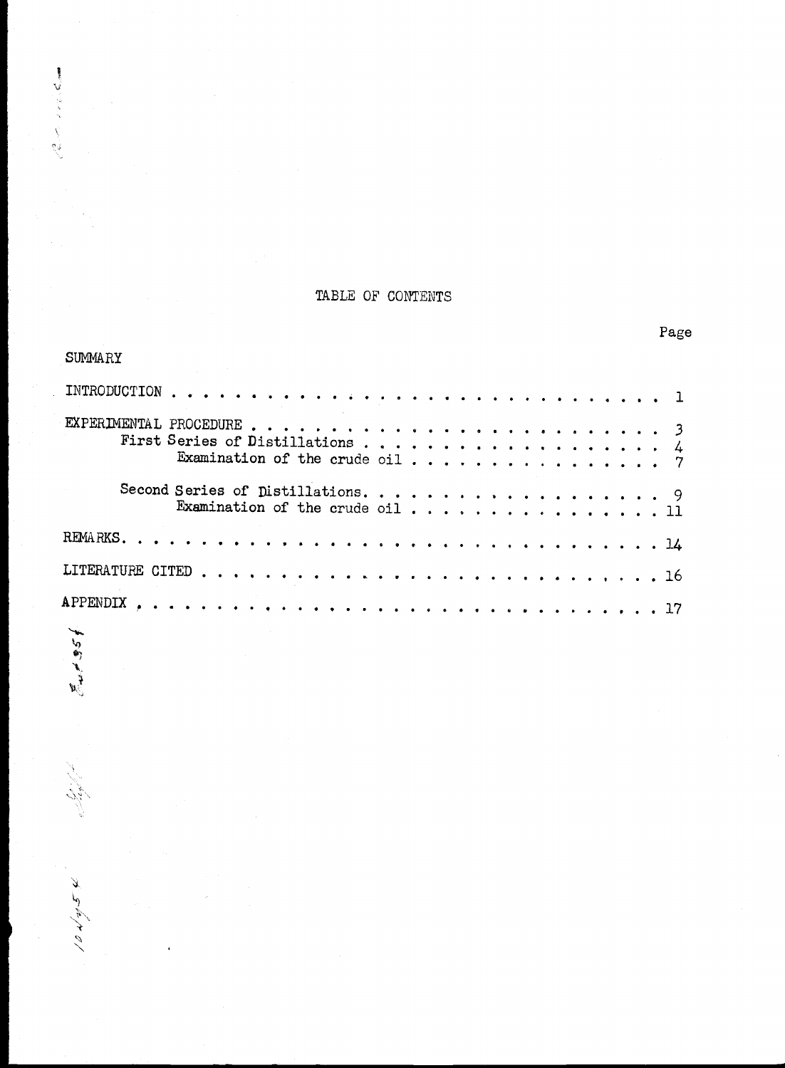# TABLE OF CONTENTS

| | Page |
|---|---|
| SUMMARY | |
| INTRODUCTION | 1 |
| EXPERIMENTAL PROCEDURE | 3 |
| First Series of Distillations | 4 |
| Examination of the crude oil | 7 |
| Second Series of Distillations | 9 |
| Examination of the crude oil | 11 |
| REMARKS | 14 |
| LITERATURE CITED | 16 |
| APPENDIX | 17 |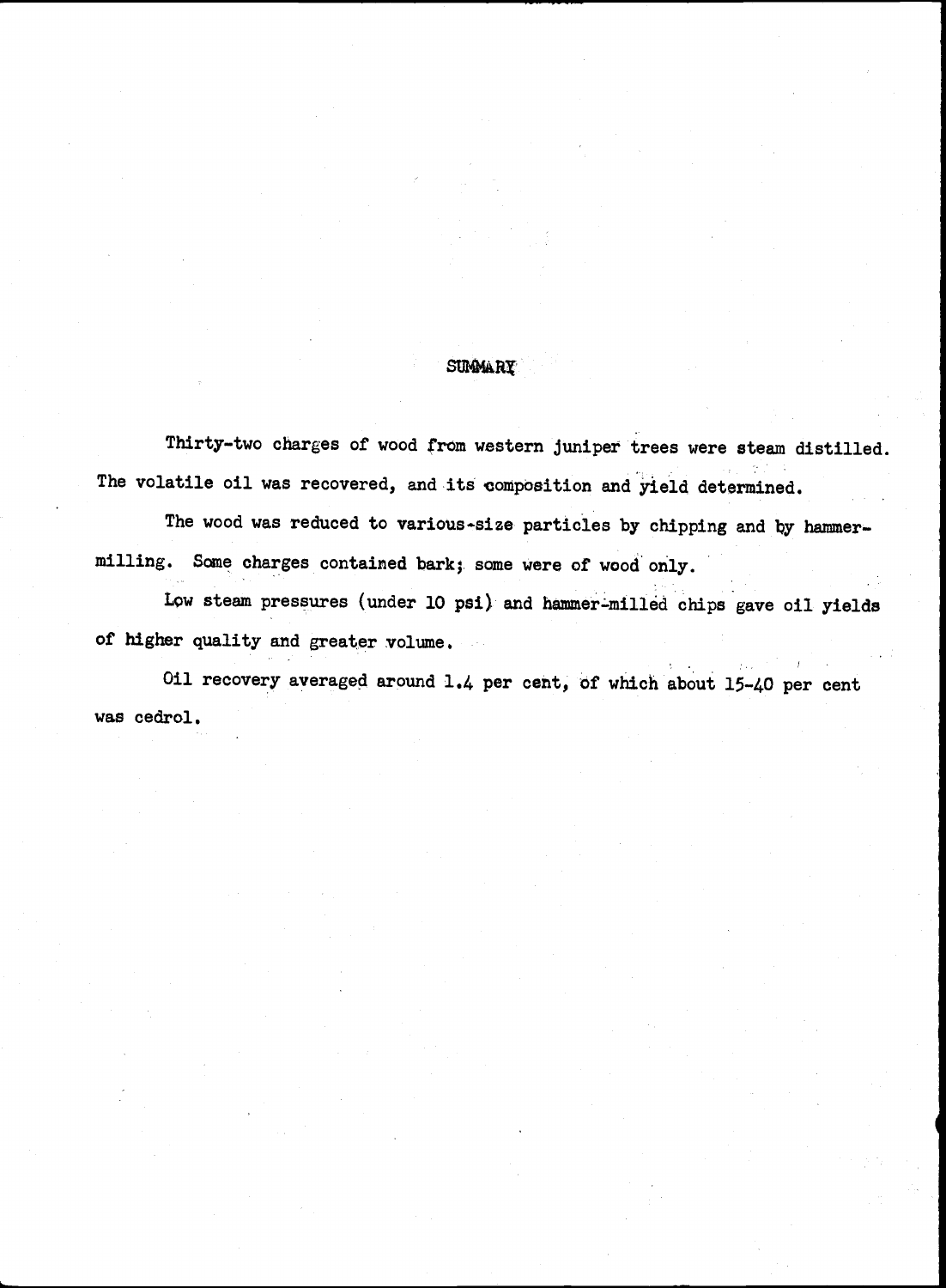## SUMMARY

Thirty-two charges of wood from western juniper trees were steam distilled. The volatile oil was recovered, and its composition and yield determined.

The wood was reduced to various-size particles by chipping and by hammer-milling. Some charges contained bark; some were of wood only.

Low steam pressures (under 10 psi) and hammer-milled chips gave oil yields of higher quality and greater volume.

Oil recovery averaged around 1.4 per cent, of which about 15-40 per cent was cedrol.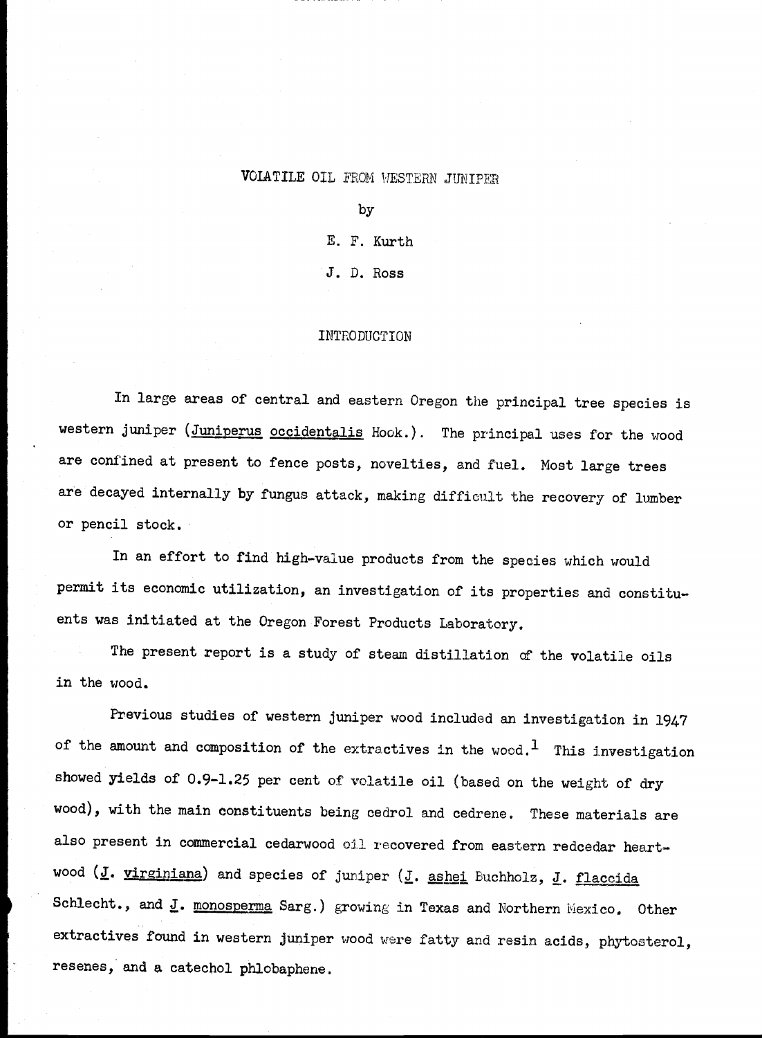# VOLATILE OIL FROM WESTERN JUNIPER

by

E. F. Kurth

J. D. Ross

## INTRODUCTION

In large areas of central and eastern Oregon the principal tree species is western juniper (*Juniperus occidentalis* Hook.). The principal uses for the wood are confined at present to fence posts, novelties, and fuel. Most large trees are decayed internally by fungus attack, making difficult the recovery of lumber or pencil stock.

In an effort to find high-value products from the species which would permit its economic utilization, an investigation of its properties and constituents was initiated at the Oregon Forest Products Laboratory.

The present report is a study of steam distillation of the volatile oils in the wood.

Previous studies of western juniper wood included an investigation in 1947 of the amount and composition of the extractives in the wood.[1] This investigation showed yields of 0.9-1.25 per cent of volatile oil (based on the weight of dry wood), with the main constituents being cedrol and cedrene. These materials are also present in commercial cedarwood oil recovered from eastern redcedar heartwood (*J. virginiana*) and species of juniper (*J. ashei* Buchholz, *J. flaccida* Schlecht., and *J. monosperma* Sarg.) growing in Texas and Northern Mexico. Other extractives found in western juniper wood were fatty and resin acids, phytosterol, resenes, and a catechol phlobaphene.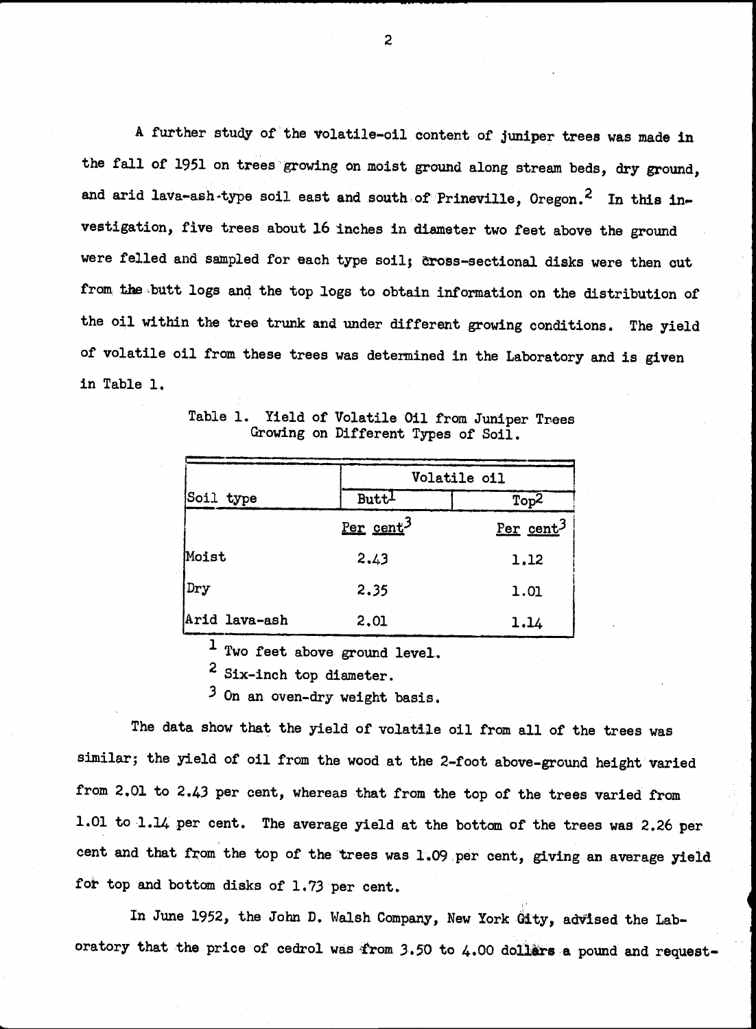A further study of the volatile-oil content of juniper trees was made in the fall of 1951 on trees growing on moist ground along stream beds, dry ground, and arid lava-ash-type soil east and south of Prineville, Oregon.[2] In this investigation, five trees about 16 inches in diameter two feet above the ground were felled and sampled for each type soil; cross-sectional disks were then cut from the butt logs and the top logs to obtain information on the distribution of the oil within the tree trunk and under different growing conditions. The yield of volatile oil from these trees was determined in the Laboratory and is given in Table 1.

Table 1. Yield of Volatile Oil from Juniper Trees Growing on Different Types of Soil.

| Soil type | Volatile oil | |
|---|---|---|
| | Butt[1] | Top[2] |
| | Per cent[3] | Per cent[3] |
| Moist | 2.43 | 1.12 |
| Dry | 2.35 | 1.01 |
| Arid lava-ash | 2.01 | 1.14 |

[1] Two feet above ground level.

[2] Six-inch top diameter.

[3] On an oven-dry weight basis.

The data show that the yield of volatile oil from all of the trees was similar; the yield of oil from the wood at the 2-foot above-ground height varied from 2.01 to 2.43 per cent, whereas that from the top of the trees varied from 1.01 to 1.14 per cent. The average yield at the bottom of the trees was 2.26 per cent and that from the top of the trees was 1.09 per cent, giving an average yield for top and bottom disks of 1.73 per cent.

In June 1952, the John D. Walsh Company, New York City, advised the Laboratory that the price of cedrol was from 3.50 to 4.00 dollars a pound and request-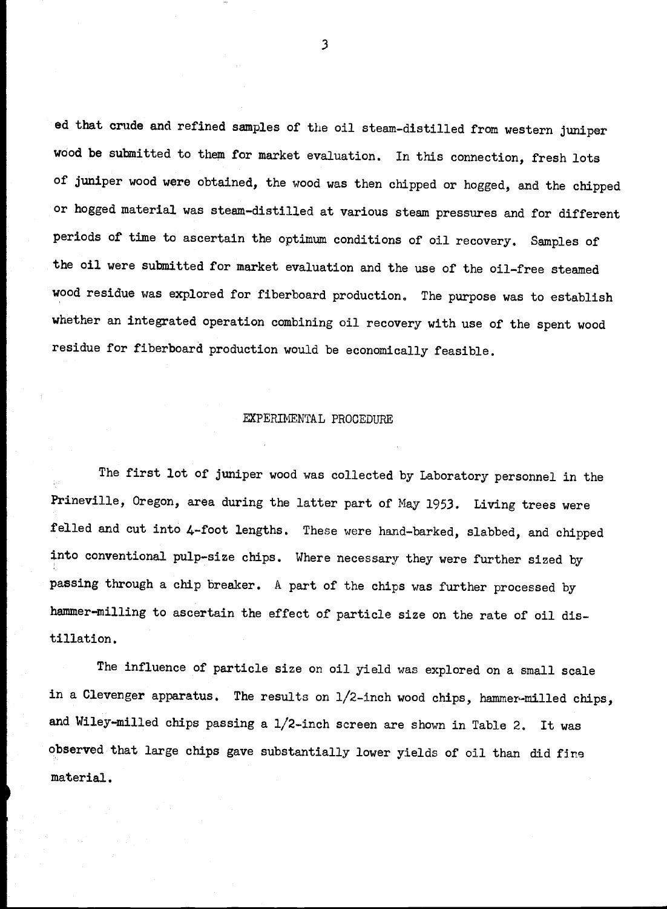ed that crude and refined samples of the oil steam-distilled from western juniper wood be submitted to them for market evaluation. In this connection, fresh lots of juniper wood were obtained, the wood was then chipped or hogged, and the chipped or hogged material was steam-distilled at various steam pressures and for different periods of time to ascertain the optimum conditions of oil recovery. Samples of the oil were submitted for market evaluation and the use of the oil-free steamed wood residue was explored for fiberboard production. The purpose was to establish whether an integrated operation combining oil recovery with use of the spent wood residue for fiberboard production would be economically feasible.

## EXPERIMENTAL PROCEDURE

The first lot of juniper wood was collected by Laboratory personnel in the Prineville, Oregon, area during the latter part of May 1953. Living trees were felled and cut into 4-foot lengths. These were hand-barked, slabbed, and chipped into conventional pulp-size chips. Where necessary they were further sized by passing through a chip breaker. A part of the chips was further processed by hammer-milling to ascertain the effect of particle size on the rate of oil distillation.

The influence of particle size on oil yield was explored on a small scale in a Clevenger apparatus. The results on 1/2-inch wood chips, hammer-milled chips, and Wiley-milled chips passing a 1/2-inch screen are shown in Table 2. It was observed that large chips gave substantially lower yields of oil than did fine material.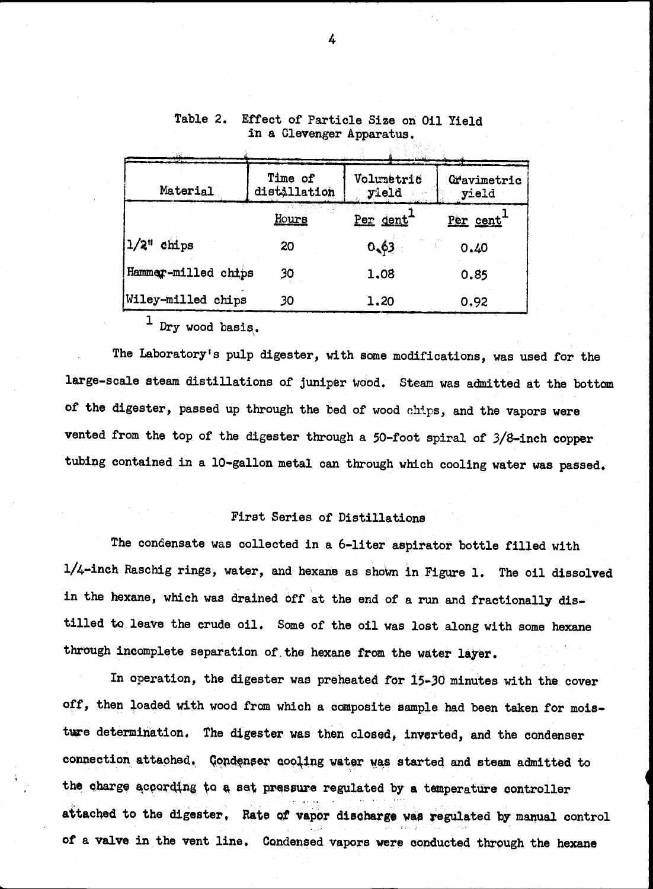Table 2. Effect of Particle Size on Oil Yield in a Clevenger Apparatus.

| Material | Time of distillation | Volumetric yield | Gravimetric yield |
|---|---|---|---|
| | Hours | Per cent[1] | Per cent[1] |
| 1/2" chips | 20 | 0.63 | 0.40 |
| Hammer-milled chips | 30 | 1.08 | 0.85 |
| Wiley-milled chips | 30 | 1.20 | 0.92 |

[1] Dry wood basis.

The Laboratory's pulp digester, with some modifications, was used for the large-scale steam distillations of juniper wood. Steam was admitted at the bottom of the digester, passed up through the bed of wood chips, and the vapors were vented from the top of the digester through a 50-foot spiral of 3/8-inch copper tubing contained in a 10-gallon metal can through which cooling water was passed.

## First Series of Distillations

The condensate was collected in a 6-liter aspirator bottle filled with 1/4-inch Raschig rings, water, and hexane as shown in Figure 1. The oil dissolved in the hexane, which was drained off at the end of a run and fractionally distilled to leave the crude oil. Some of the oil was lost along with some hexane through incomplete separation of the hexane from the water layer.

In operation, the digester was preheated for 15-30 minutes with the cover off, then loaded with wood from which a composite sample had been taken for moisture determination. The digester was then closed, inverted, and the condenser connection attached. Condenser cooling water was started and steam admitted to the charge according to a set pressure regulated by a temperature controller attached to the digester. Rate of vapor discharge was regulated by manual control of a valve in the vent line. Condensed vapors were conducted through the hexane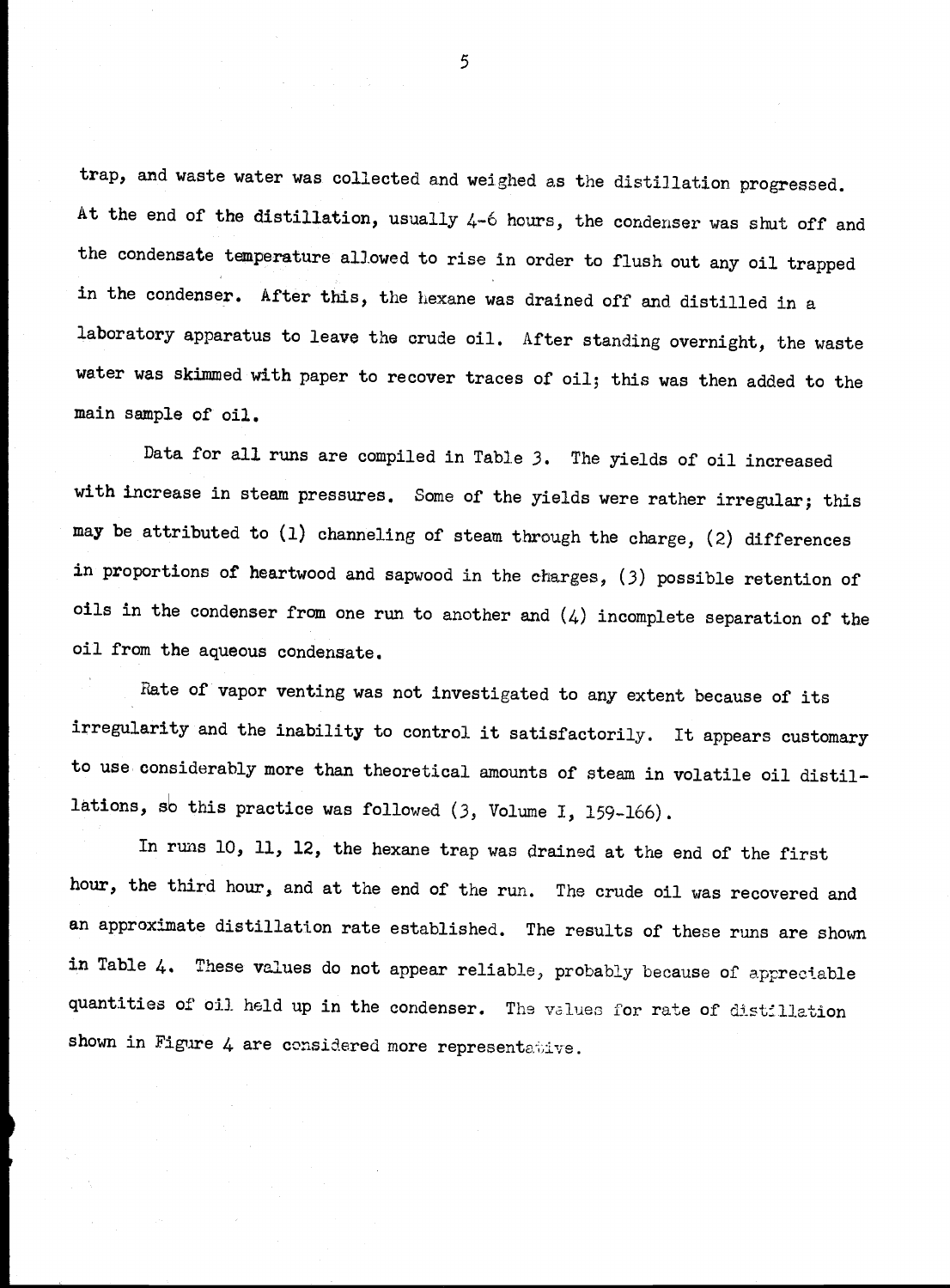trap, and waste water was collected and weighed as the distillation progressed. At the end of the distillation, usually 4-6 hours, the condenser was shut off and the condensate temperature allowed to rise in order to flush out any oil trapped in the condenser. After this, the hexane was drained off and distilled in a laboratory apparatus to leave the crude oil. After standing overnight, the waste water was skimmed with paper to recover traces of oil; this was then added to the main sample of oil.

Data for all runs are compiled in Table 3. The yields of oil increased with increase in steam pressures. Some of the yields were rather irregular; this may be attributed to (1) channeling of steam through the charge, (2) differences in proportions of heartwood and sapwood in the charges, (3) possible retention of oils in the condenser from one run to another and (4) incomplete separation of the oil from the aqueous condensate.

Rate of vapor venting was not investigated to any extent because of its irregularity and the inability to control it satisfactorily. It appears customary to use considerably more than theoretical amounts of steam in volatile oil distillations, so this practice was followed (3, Volume I, 159-166).

In runs 10, 11, 12, the hexane trap was drained at the end of the first hour, the third hour, and at the end of the run. The crude oil was recovered and an approximate distillation rate established. The results of these runs are shown in Table 4. These values do not appear reliable, probably because of appreciable quantities of oil held up in the condenser. The values for rate of distillation shown in Figure 4 are considered more representative.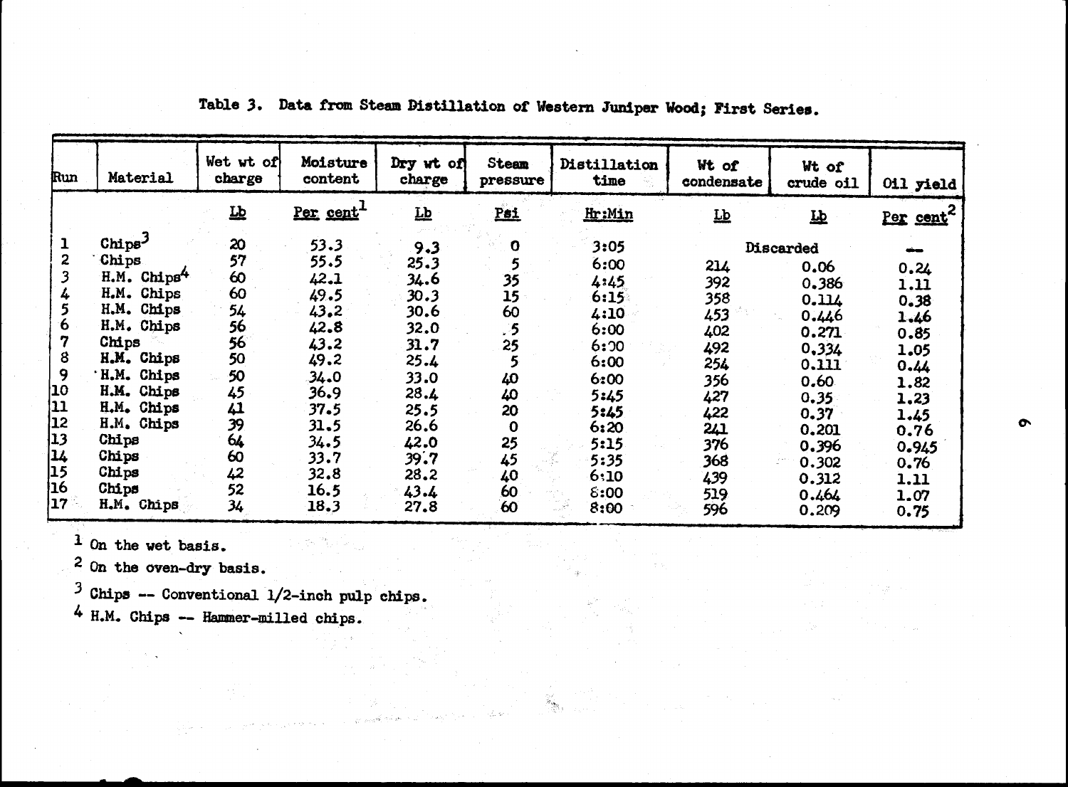Table 3. Data from Steam Distillation of Western Juniper Wood; First Series.

| Run | Material | Wet wt of charge | Moisture content | Dry wt of charge | Steam pressure | Distillation time | Wt of condensate | Wt of crude oil | Oil yield |
|---|---|---|---|---|---|---|---|---|---|
| | | Lb | Per cent[1] | Lb | Psi | Hr:Min | Lb | Lb | Per cent[2] |
| 1 | Chips[3] | 20 | 53.3 | 9.3 | 0 | 3:05 | Discarded | | — |
| 2 | Chips | 57 | 55.5 | 25.3 | 5 | 6:00 | 214 | 0.06 | 0.24 |
| 3 | H.M. Chips[4] | 60 | 42.1 | 34.6 | 35 | 4:45 | 392 | 0.386 | 1.11 |
| 4 | H.M. Chips | 60 | 49.5 | 30.3 | 15 | 6:15 | 358 | 0.114 | 0.38 |
| 5 | H.M. Chips | 54 | 43.2 | 30.6 | 60 | 4:10 | 453 | 0.446 | 1.46 |
| 6 | H.M. Chips | 56 | 42.8 | 32.0 | .5 | 6:00 | 402 | 0.271 | 0.85 |
| 7 | Chips | 56 | 43.2 | 31.7 | 25 | 6:00 | 492 | 0.334 | 1.05 |
| 8 | H.M. Chips | 50 | 49.2 | 25.4 | 5 | 6:00 | 254 | 0.111 | 0.44 |
| 9 | H.M. Chips | 50 | 34.0 | 33.0 | 40 | 6:00 | 356 | 0.60 | 1.82 |
| 10 | H.M. Chips | 45 | 36.9 | 28.4 | 40 | 5:45 | 427 | 0.35 | 1.23 |
| 11 | H.M. Chips | 41 | 37.5 | 25.5 | 20 | 5:45 | 422 | 0.37 | 1.45 |
| 12 | H.M. Chips | 39 | 31.5 | 26.6 | 0 | 6:20 | 241 | 0.201 | 0.76 |
| 13 | Chips | 64 | 34.5 | 42.0 | 25 | 5:15 | 376 | 0.396 | 0.945 |
| 14 | Chips | 60 | 33.7 | 39.7 | 45 | 5:35 | 368 | 0.302 | 0.76 |
| 15 | Chips | 42 | 32.8 | 28.2 | 40 | 6:10 | 439 | 0.312 | 1.11 |
| 16 | Chips | 52 | 16.5 | 43.4 | 60 | 8:00 | 519 | 0.464 | 1.07 |
| 17 | H.M. Chips | 34 | 18.3 | 27.8 | 60 | 8:00 | 596 | 0.209 | 0.75 |

[1] On the wet basis.

[2] On the oven-dry basis.

[3] Chips -- Conventional 1/2-inch pulp chips.

[4] H.M. Chips -- Hammer-milled chips.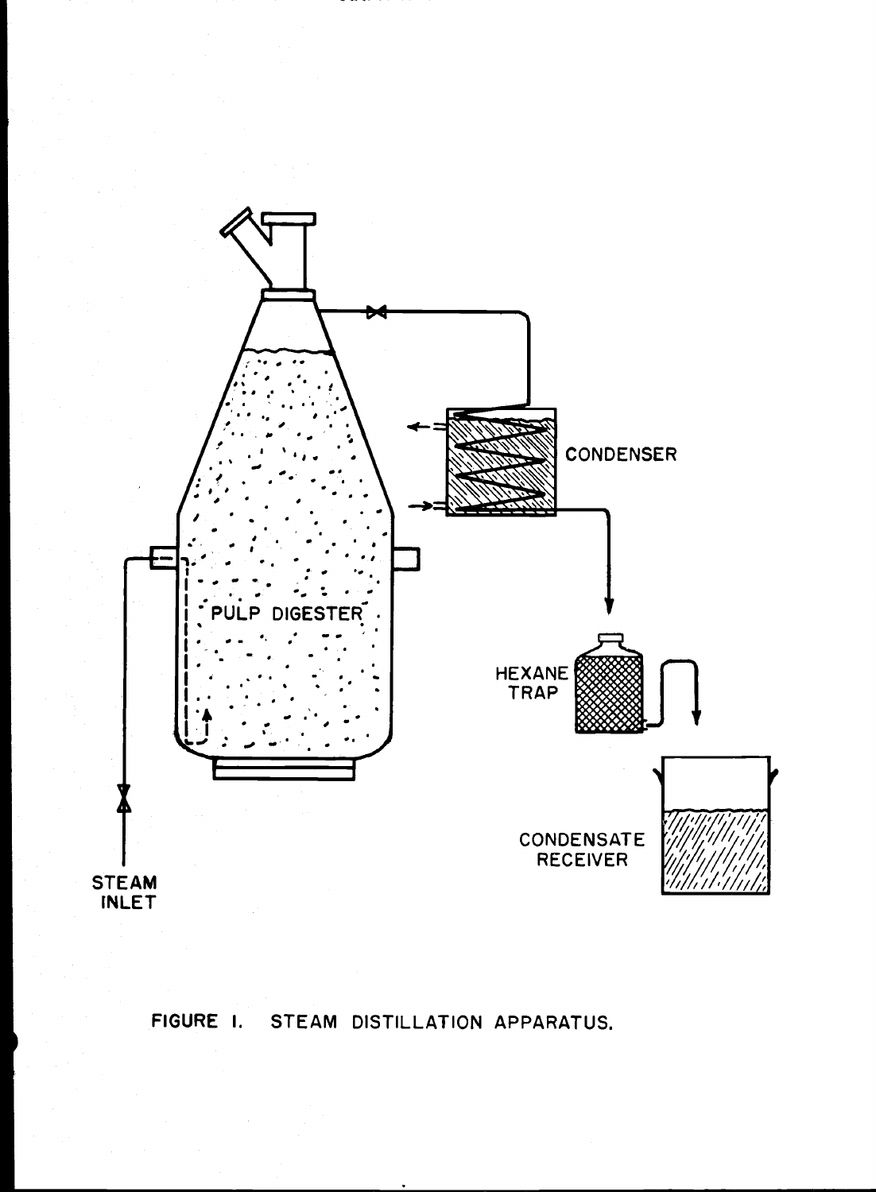FIGURE I. STEAM DISTILLATION APPARATUS.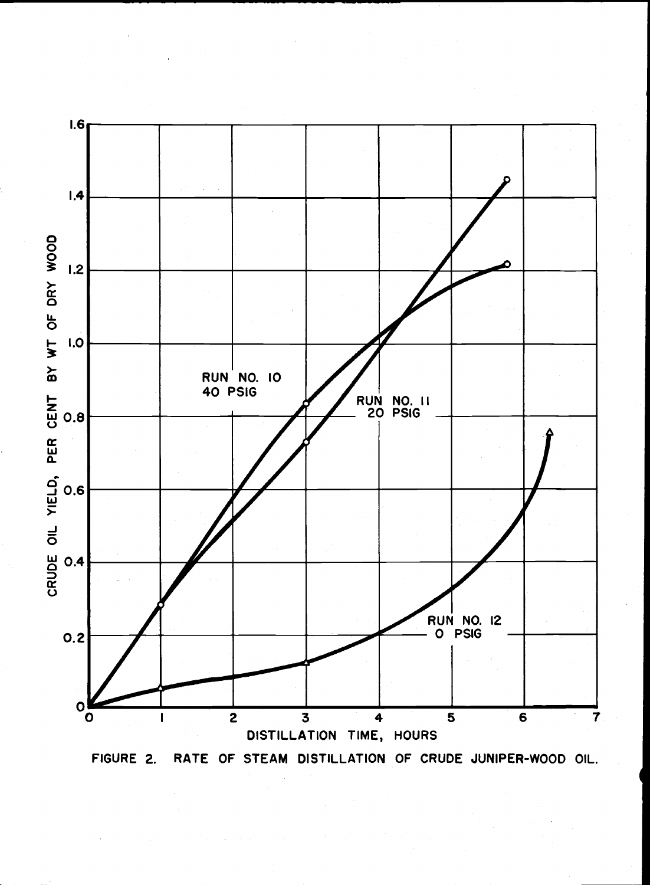FIGURE 2. RATE OF STEAM DISTILLATION OF CRUDE JUNIPER-WOOD OIL.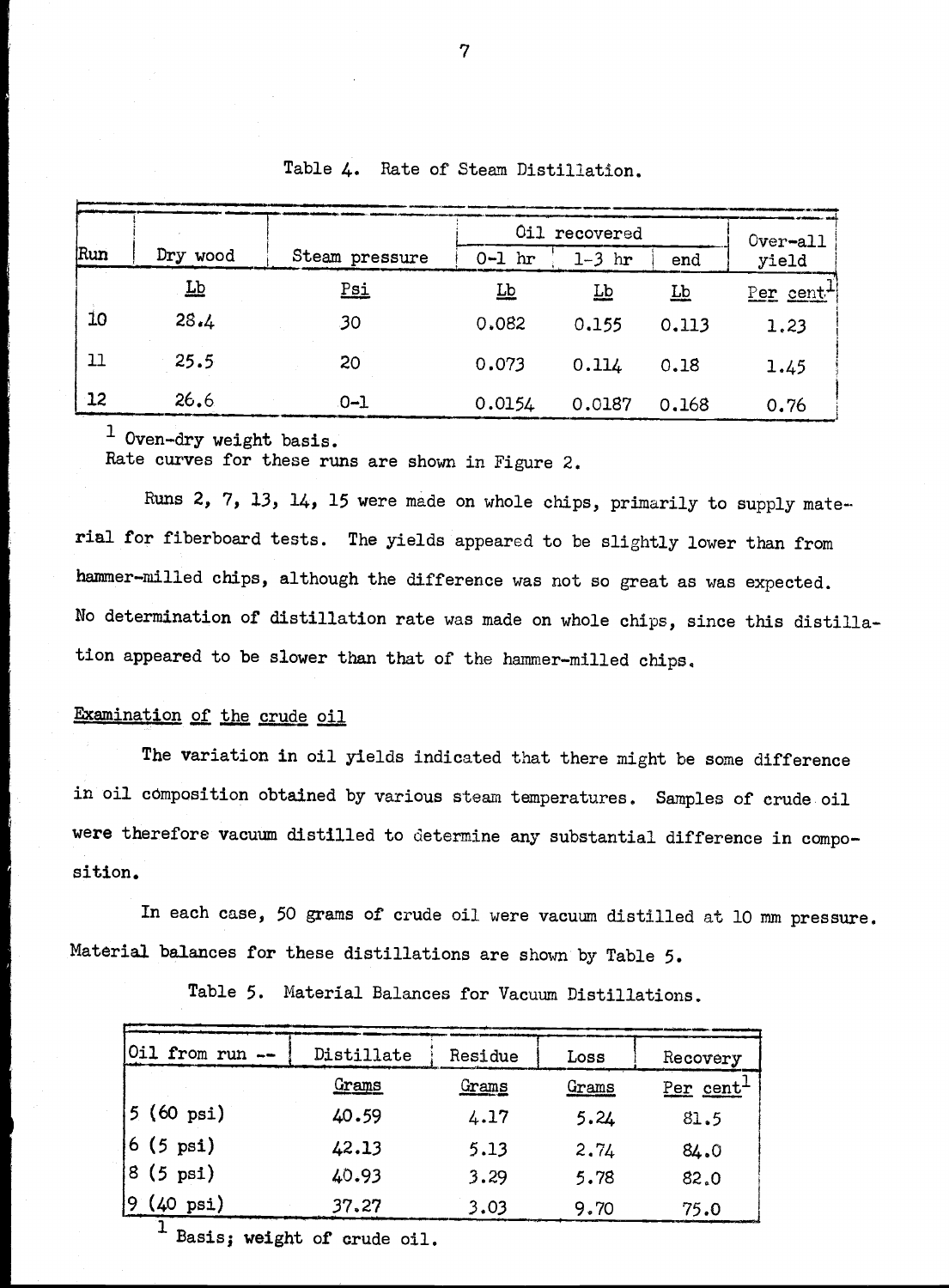Table 4. Rate of Steam Distillation.

| Run | Dry wood | Steam pressure | Oil recovered | | | Over-all yield |
|---|---|---|---|---|---|---|
| | | | 0-1 hr | 1-3 hr | end | |
| | Lb | Psi | Lb | Lb | Lb | Per cent[1] |
| 10 | 28.4 | 30 | 0.082 | 0.155 | 0.113 | 1.23 |
| 11 | 25.5 | 20 | 0.073 | 0.114 | 0.18 | 1.45 |
| 12 | 26.6 | 0-1 | 0.0154 | 0.0187 | 0.168 | 0.76 |

[1] Oven-dry weight basis.
Rate curves for these runs are shown in Figure 2.

Runs 2, 7, 13, 14, 15 were made on whole chips, primarily to supply material for fiberboard tests. The yields appeared to be slightly lower than from hammer-milled chips, although the difference was not so great as was expected. No determination of distillation rate was made on whole chips, since this distillation appeared to be slower than that of the hammer-milled chips.

## Examination of the crude oil

The variation in oil yields indicated that there might be some difference in oil composition obtained by various steam temperatures. Samples of crude oil were therefore vacuum distilled to determine any substantial difference in composition.

In each case, 50 grams of crude oil were vacuum distilled at 10 mm pressure. Material balances for these distillations are shown by Table 5.

Table 5. Material Balances for Vacuum Distillations.

| Oil from run -- | Distillate | Residue | Loss | Recovery |
|---|---|---|---|---|
| | Grams | Grams | Grams | Per cent[1] |
| 5 (60 psi) | 40.59 | 4.17 | 5.24 | 81.5 |
| 6 (5 psi) | 42.13 | 5.13 | 2.74 | 84.0 |
| 8 (5 psi) | 40.93 | 3.29 | 5.78 | 82.0 |
| 9 (40 psi) | 37.27 | 3.03 | 9.70 | 75.0 |

[1] Basis; weight of crude oil.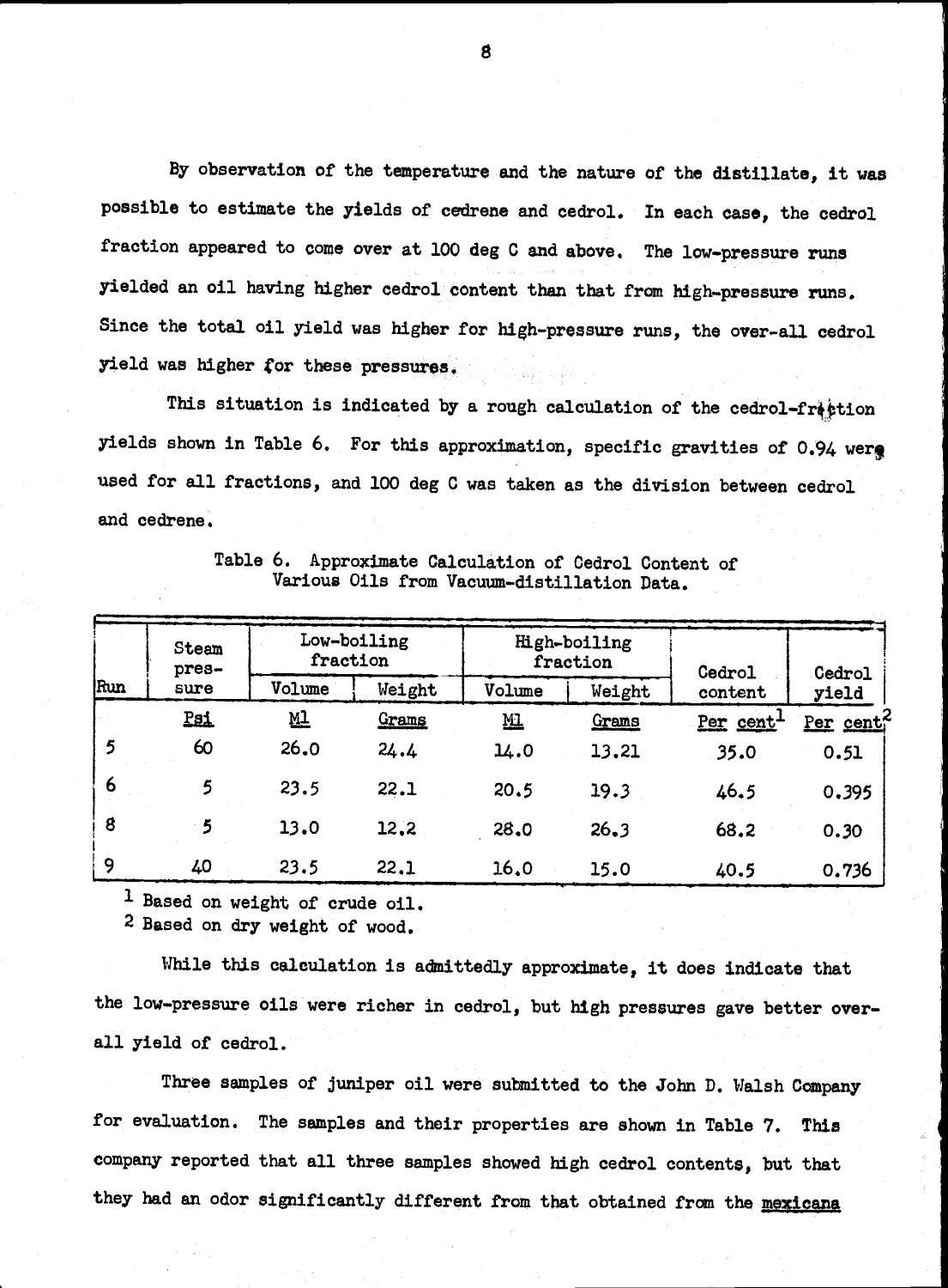By observation of the temperature and the nature of the distillate, it was possible to estimate the yields of cedrene and cedrol. In each case, the cedrol fraction appeared to come over at 100 deg C and above. The low-pressure runs yielded an oil having higher cedrol content than that from high-pressure runs. Since the total oil yield was higher for high-pressure runs, the over-all cedrol yield was higher for these pressures.

This situation is indicated by a rough calculation of the cedrol-fraction yields shown in Table 6. For this approximation, specific gravities of 0.94 were used for all fractions, and 100 deg C was taken as the division between cedrol and cedrene.

Table 6. Approximate Calculation of Cedrol Content of Various Oils from Vacuum-distillation Data.

| Run | Steam pressure | Low-boiling fraction | | High-boiling fraction | | Cedrol content | Cedrol yield |
|---|---|---|---|---|---|---|---|
| | | Volume | Weight | Volume | Weight | | |
| | Psi | Ml | Grams | Ml | Grams | Per cent[1] | Per cent[2] |
| 5 | 60 | 26.0 | 24.4 | 14.0 | 13.21 | 35.0 | 0.51 |
| 6 | 5 | 23.5 | 22.1 | 20.5 | 19.3 | 46.5 | 0.395 |
| 8 | 5 | 13.0 | 12.2 | 28.0 | 26.3 | 68.2 | 0.30 |
| 9 | 40 | 23.5 | 22.1 | 16.0 | 15.0 | 40.5 | 0.736 |

[1] Based on weight of crude oil.

[2] Based on dry weight of wood.

While this calculation is admittedly approximate, it does indicate that the low-pressure oils were richer in cedrol, but high pressures gave better over-all yield of cedrol.

Three samples of juniper oil were submitted to the John D. Walsh Company for evaluation. The samples and their properties are shown in Table 7. This company reported that all three samples showed high cedrol contents, but that they had an odor significantly different from that obtained from the <u>mexicana</u>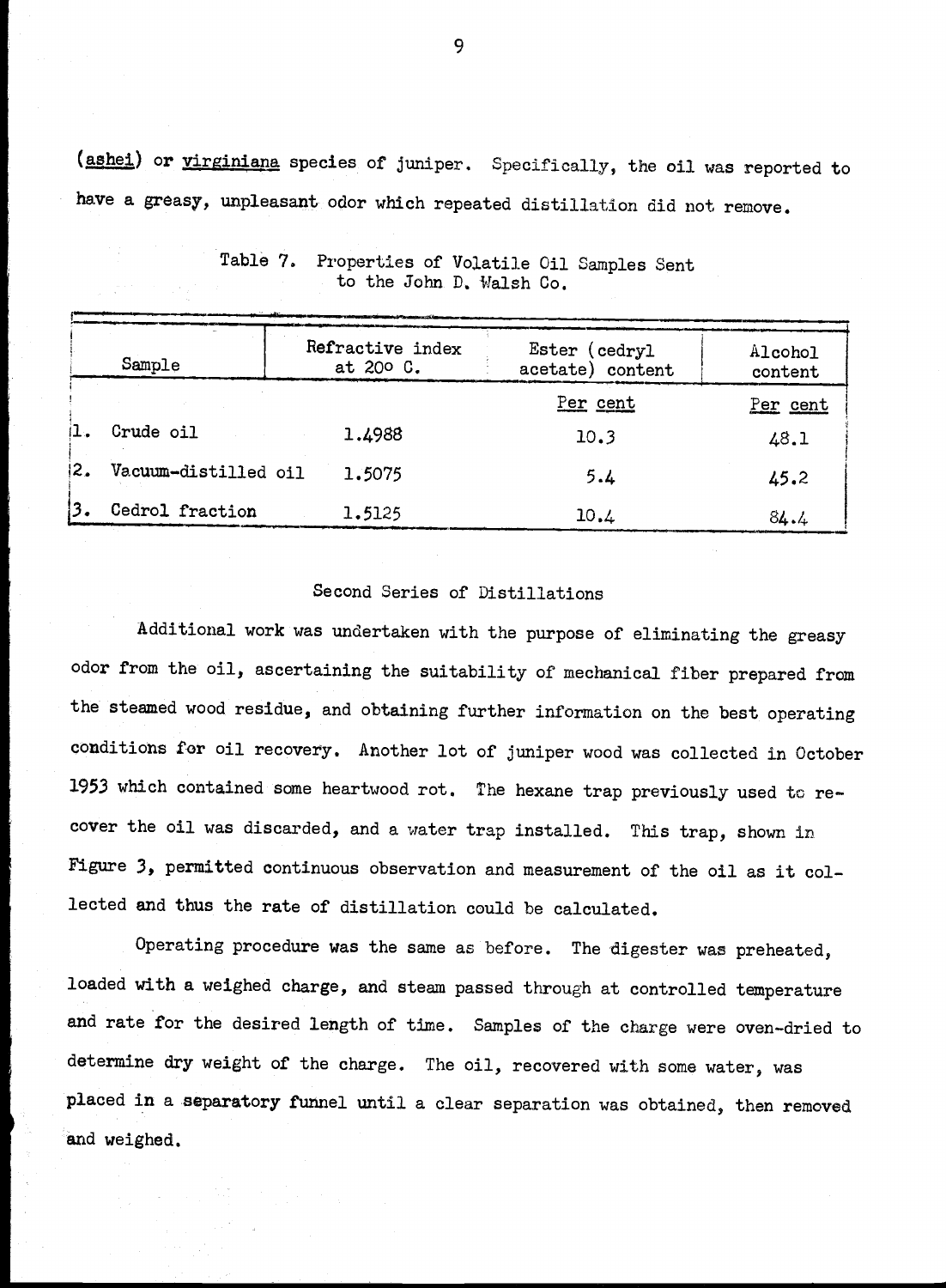(*ashei*) or *virginiana* species of juniper. Specifically, the oil was reported to have a greasy, unpleasant odor which repeated distillation did not remove.

Table 7. Properties of Volatile Oil Samples Sent to the John D. Walsh Co.

| Sample | Refractive index at 20° C. | Ester (cedryl acetate) content | Alcohol content |
|---|---|---|---|
| | | Per cent | Per cent |
| 1. Crude oil | 1.4988 | 10.3 | 48.1 |
| 2. Vacuum-distilled oil | 1.5075 | 5.4 | 45.2 |
| 3. Cedrol fraction | 1.5125 | 10.4 | 84.4 |

## Second Series of Distillations

Additional work was undertaken with the purpose of eliminating the greasy odor from the oil, ascertaining the suitability of mechanical fiber prepared from the steamed wood residue, and obtaining further information on the best operating conditions for oil recovery. Another lot of juniper wood was collected in October 1953 which contained some heartwood rot. The hexane trap previously used to recover the oil was discarded, and a water trap installed. This trap, shown in Figure 3, permitted continuous observation and measurement of the oil as it collected and thus the rate of distillation could be calculated.

Operating procedure was the same as before. The digester was preheated, loaded with a weighed charge, and steam passed through at controlled temperature and rate for the desired length of time. Samples of the charge were oven-dried to determine dry weight of the charge. The oil, recovered with some water, was placed in a separatory funnel until a clear separation was obtained, then removed and weighed.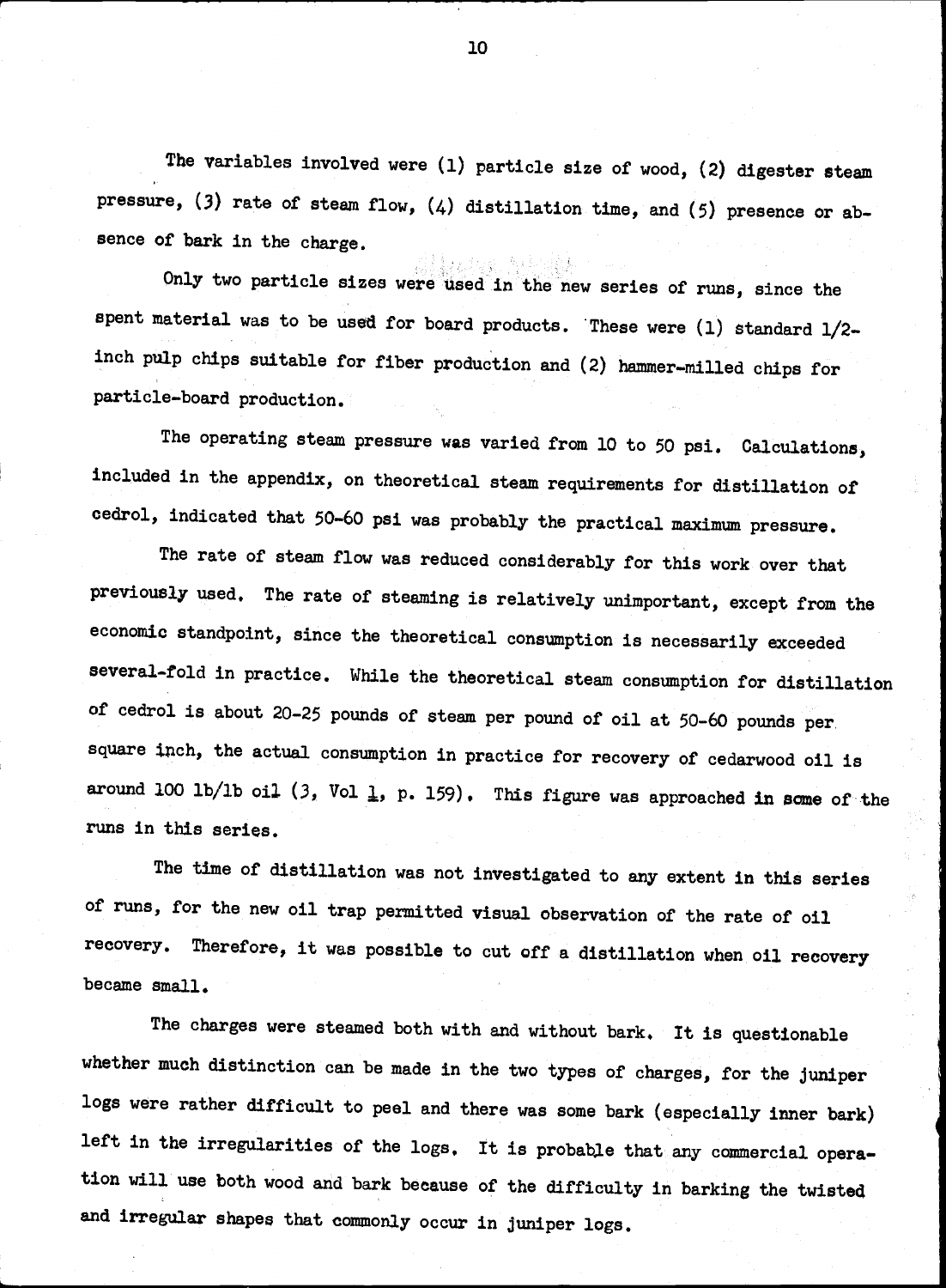The variables involved were (1) particle size of wood, (2) digester steam pressure, (3) rate of steam flow, (4) distillation time, and (5) presence or absence of bark in the charge.

Only two particle sizes were used in the new series of runs, since the spent material was to be used for board products. These were (1) standard 1/2-inch pulp chips suitable for fiber production and (2) hammer-milled chips for particle-board production.

The operating steam pressure was varied from 10 to 50 psi. Calculations, included in the appendix, on theoretical steam requirements for distillation of cedrol, indicated that 50-60 psi was probably the practical maximum pressure.

The rate of steam flow was reduced considerably for this work over that previously used. The rate of steaming is relatively unimportant, except from the economic standpoint, since the theoretical consumption is necessarily exceeded several-fold in practice. While the theoretical steam consumption for distillation of cedrol is about 20-25 pounds of steam per pound of oil at 50-60 pounds per square inch, the actual consumption in practice for recovery of cedarwood oil is around 100 lb/lb oil (3, Vol 1, p. 159). This figure was approached in some of the runs in this series.

The time of distillation was not investigated to any extent in this series of runs, for the new oil trap permitted visual observation of the rate of oil recovery. Therefore, it was possible to cut off a distillation when oil recovery became small.

The charges were steamed both with and without bark. It is questionable whether much distinction can be made in the two types of charges, for the juniper logs were rather difficult to peel and there was some bark (especially inner bark) left in the irregularities of the logs. It is probable that any commercial operation will use both wood and bark because of the difficulty in barking the twisted and irregular shapes that commonly occur in juniper logs.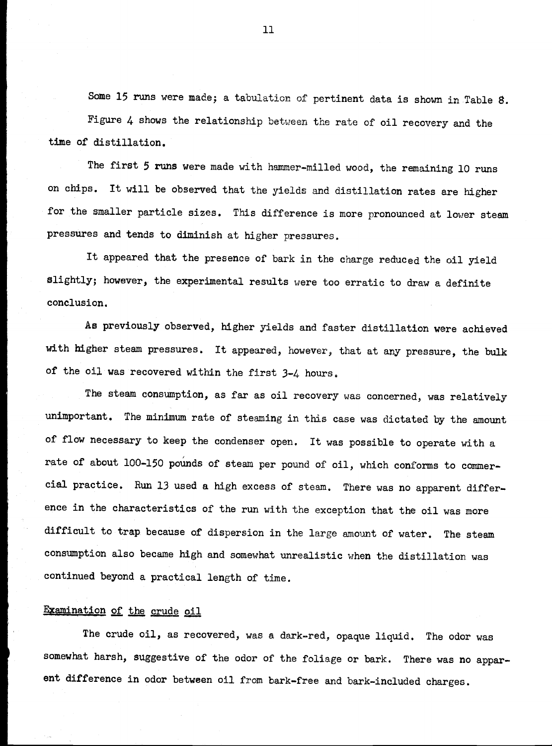Some 15 runs were made; a tabulation of pertinent data is shown in Table 8. Figure 4 shows the relationship between the rate of oil recovery and the time of distillation.

The first 5 runs were made with hammer-milled wood, the remaining 10 runs on chips. It will be observed that the yields and distillation rates are higher for the smaller particle sizes. This difference is more pronounced at lower steam pressures and tends to diminish at higher pressures.

It appeared that the presence of bark in the charge reduced the oil yield slightly; however, the experimental results were too erratic to draw a definite conclusion.

As previously observed, higher yields and faster distillation were achieved with higher steam pressures. It appeared, however, that at any pressure, the bulk of the oil was recovered within the first 3-4 hours.

The steam consumption, as far as oil recovery was concerned, was relatively unimportant. The minimum rate of steaming in this case was dictated by the amount of flow necessary to keep the condenser open. It was possible to operate with a rate of about 100-150 pounds of steam per pound of oil, which conforms to commercial practice. Run 13 used a high excess of steam. There was no apparent difference in the characteristics of the run with the exception that the oil was more difficult to trap because of dispersion in the large amount of water. The steam consumption also became high and somewhat unrealistic when the distillation was continued beyond a practical length of time.

## Examination of the crude oil

The crude oil, as recovered, was a dark-red, opaque liquid. The odor was somewhat harsh, suggestive of the odor of the foliage or bark. There was no apparent difference in odor between oil from bark-free and bark-included charges.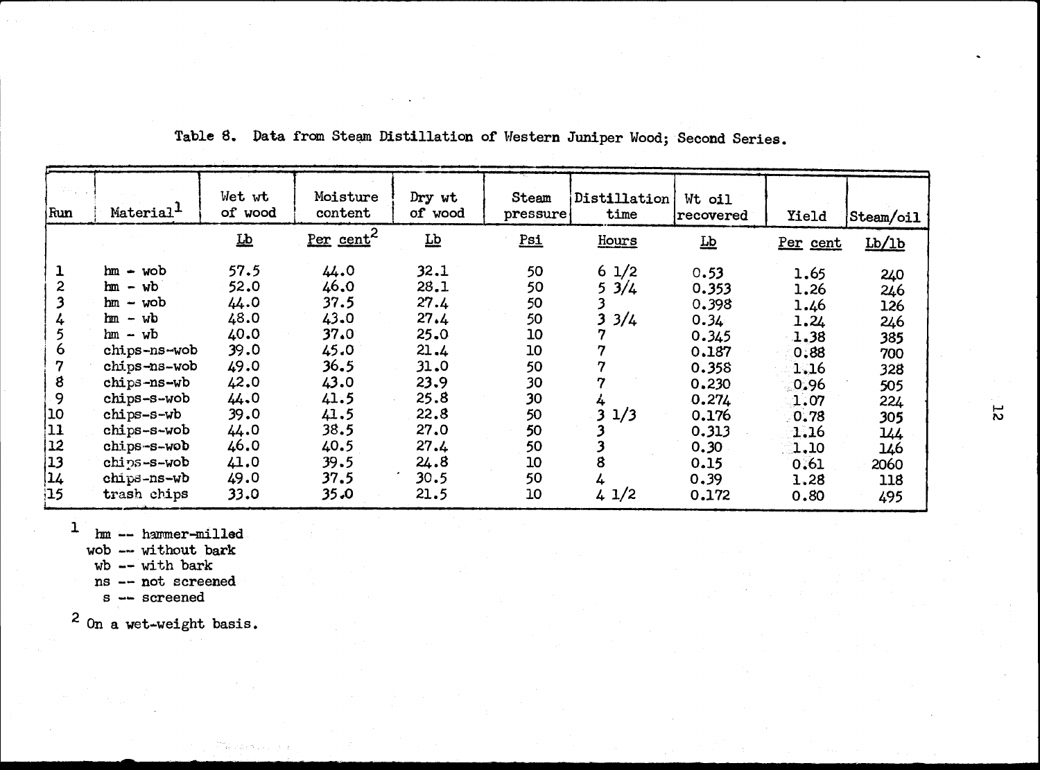Table 8. Data from Steam Distillation of Western Juniper Wood; Second Series.

| Run | Material[1] | Wet wt of wood | Moisture content | Dry wt of wood | Steam pressure | Distillation time | Wt oil recovered | Yield | Steam/oil |
|---|---|---|---|---|---|---|---|---|---|
| | | Lb | Per cent[2] | Lb | Psi | Hours | Lb | Per cent | Lb/lb |
| 1 | hm - wob | 57.5 | 44.0 | 32.1 | 50 | 6 1/2 | 0.53 | 1.65 | 240 |
| 2 | hm - wb | 52.0 | 46.0 | 28.1 | 50 | 5 3/4 | 0.353 | 1.26 | 246 |
| 3 | hm - wob | 44.0 | 37.5 | 27.4 | 50 | 3 | 0.398 | 1.46 | 126 |
| 4 | hm - wb | 48.0 | 43.0 | 27.4 | 50 | 3 3/4 | 0.34 | 1.24 | 246 |
| 5 | hm - wb | 40.0 | 37.0 | 25.0 | 10 | 7 | 0.345 | 1.38 | 385 |
| 6 | chips-ns-wob | 39.0 | 45.0 | 21.4 | 10 | 7 | 0.187 | 0.88 | 700 |
| 7 | chips-ns-wob | 49.0 | 36.5 | 31.0 | 50 | 7 | 0.358 | 1.16 | 328 |
| 8 | chips-ns-wb | 42.0 | 43.0 | 23.9 | 30 | 7 | 0.230 | 0.96 | 505 |
| 9 | chips-s-wob | 44.0 | 41.5 | 25.8 | 30 | 4 | 0.274 | 1.07 | 224 |
| 10 | chips-s-wb | 39.0 | 41.5 | 22.8 | 50 | 3 1/3 | 0.176 | 0.78 | 305 |
| 11 | chips-s-wob | 44.0 | 38.5 | 27.0 | 50 | 3 | 0.313 | 1.16 | 144 |
| 12 | chips-s-wob | 46.0 | 40.5 | 27.4 | 50 | 3 | 0.30 | 1.10 | 146 |
| 13 | chips-s-wob | 41.0 | 39.5 | 24.8 | 10 | 8 | 0.15 | 0.61 | 2060 |
| 14 | chips-ns-wb | 49.0 | 37.5 | 30.5 | 50 | 4 | 0.39 | 1.28 | 118 |
| 15 | trash chips | 33.0 | 35.0 | 21.5 | 10 | 4 1/2 | 0.172 | 0.80 | 495 |

[1] hm -- hammer-milled
wob -- without bark
wb -- with bark
ns -- not screened
s -- screened

[2] On a wet-weight basis.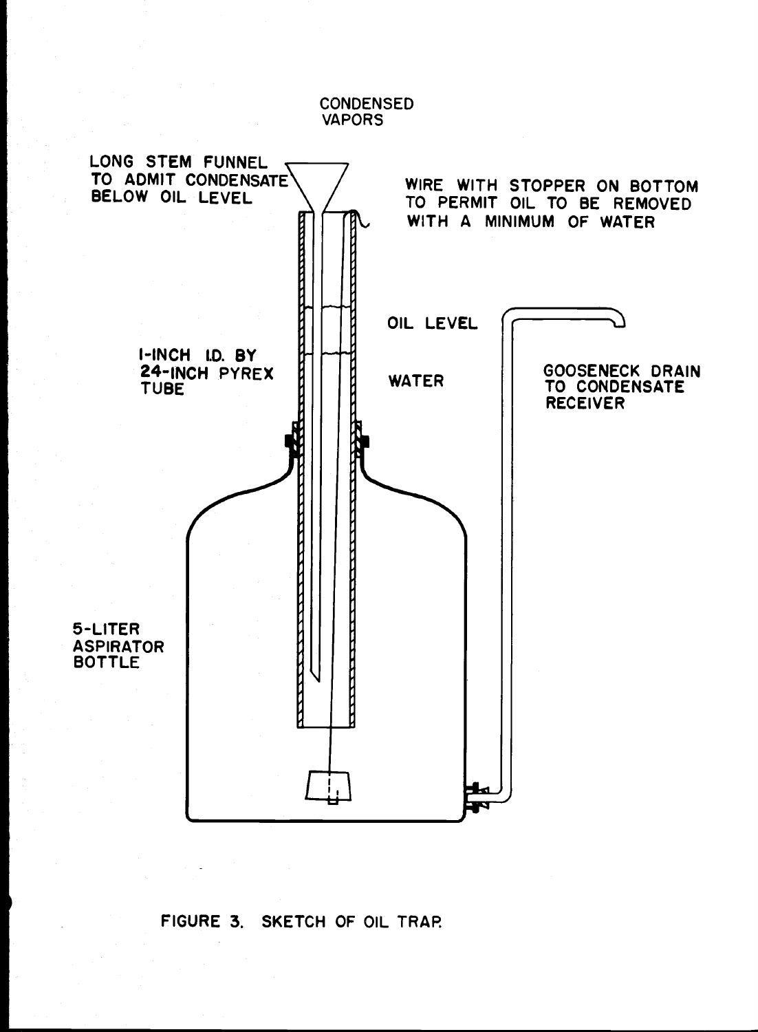CONDENSED VAPORS

LONG STEM FUNNEL TO ADMIT CONDENSATE BELOW OIL LEVEL

WIRE WITH STOPPER ON BOTTOM TO PERMIT OIL TO BE REMOVED WITH A MINIMUM OF WATER

OIL LEVEL

WATER

1-INCH I.D. BY 24-INCH PYREX TUBE

GOOSENECK DRAIN TO CONDENSATE RECEIVER

5-LITER ASPIRATOR BOTTLE

FIGURE 3. SKETCH OF OIL TRAP.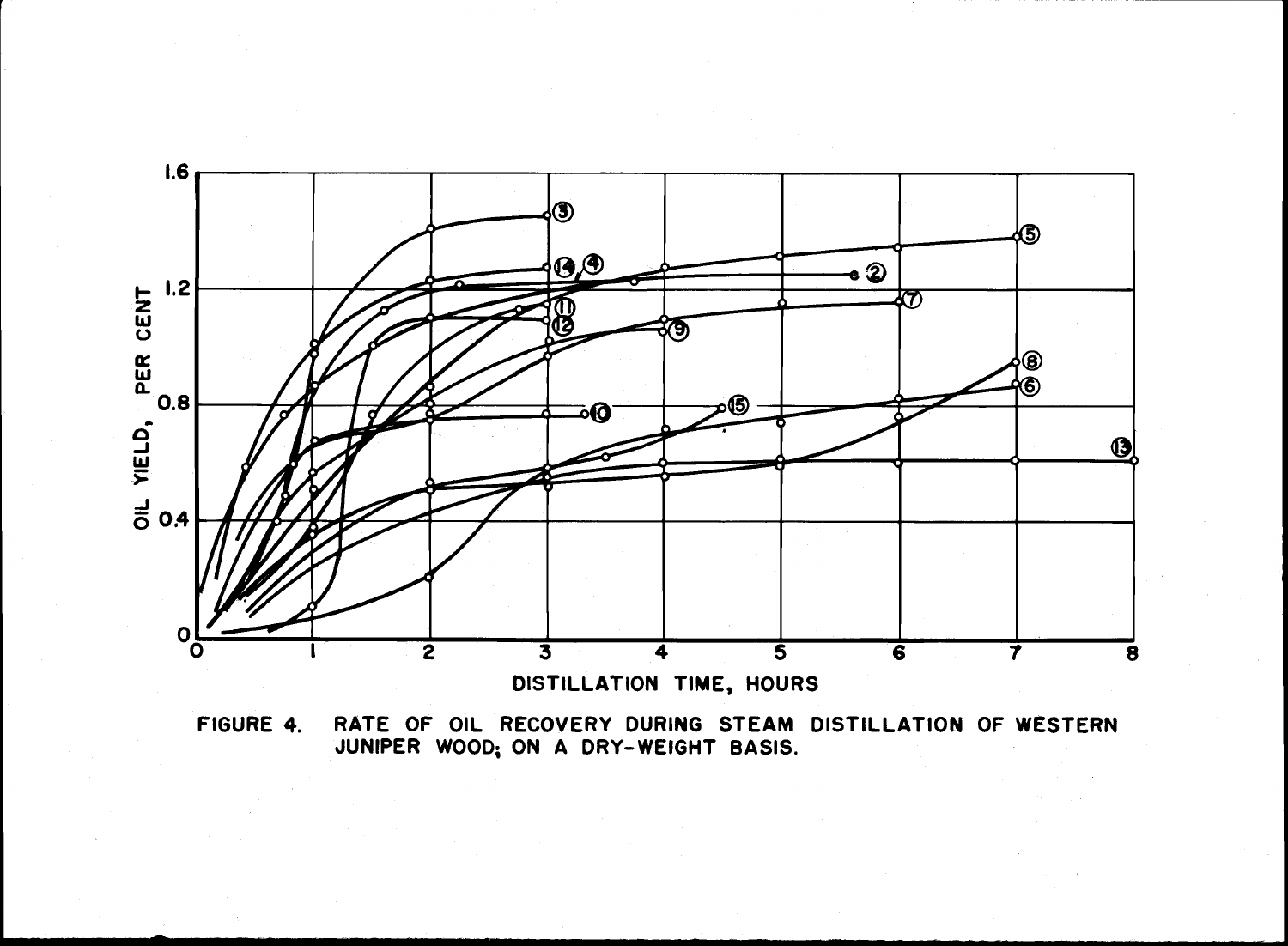FIGURE 4. RATE OF OIL RECOVERY DURING STEAM DISTILLATION OF WESTERN JUNIPER WOOD; ON A DRY-WEIGHT BASIS.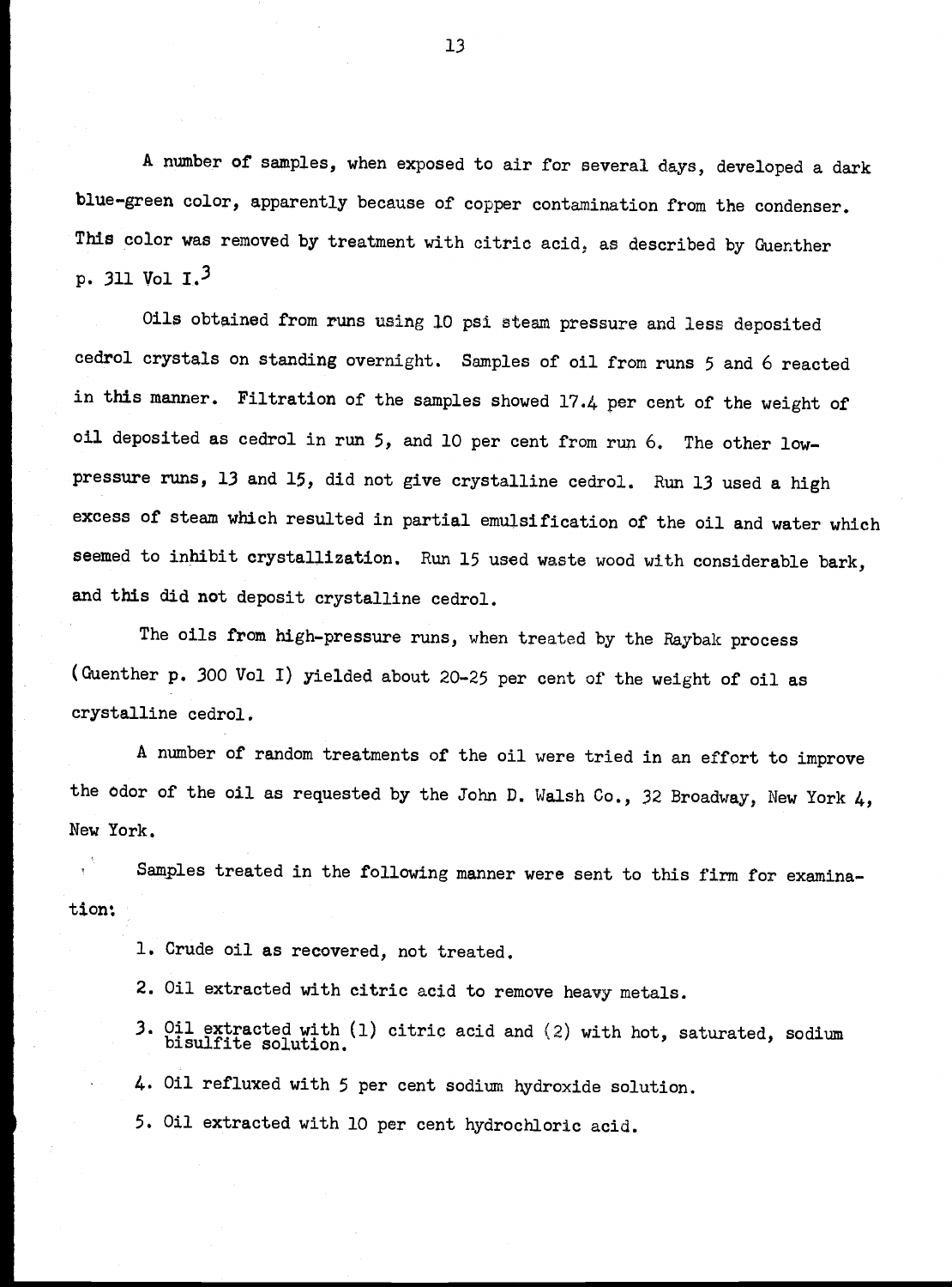A number of samples, when exposed to air for several days, developed a dark blue-green color, apparently because of copper contamination from the condenser. This color was removed by treatment with citric acid, as described by Guenther p. 311 Vol I.[3]

Oils obtained from runs using 10 psi steam pressure and less deposited cedrol crystals on standing overnight. Samples of oil from runs 5 and 6 reacted in this manner. Filtration of the samples showed 17.4 per cent of the weight of oil deposited as cedrol in run 5, and 10 per cent from run 6. The other low-pressure runs, 13 and 15, did not give crystalline cedrol. Run 13 used a high excess of steam which resulted in partial emulsification of the oil and water which seemed to inhibit crystallization. Run 15 used waste wood with considerable bark, and this did not deposit crystalline cedrol.

The oils from high-pressure runs, when treated by the Raybak process (Guenther p. 300 Vol I) yielded about 20-25 per cent of the weight of oil as crystalline cedrol.

A number of random treatments of the oil were tried in an effort to improve the odor of the oil as requested by the John D. Walsh Co., 32 Broadway, New York 4, New York.

Samples treated in the following manner were sent to this firm for examination:

1. Crude oil as recovered, not treated.
2. Oil extracted with citric acid to remove heavy metals.
3. Oil extracted with (1) citric acid and (2) with hot, saturated, sodium bisulfite solution.
4. Oil refluxed with 5 per cent sodium hydroxide solution.
5. Oil extracted with 10 per cent hydrochloric acid.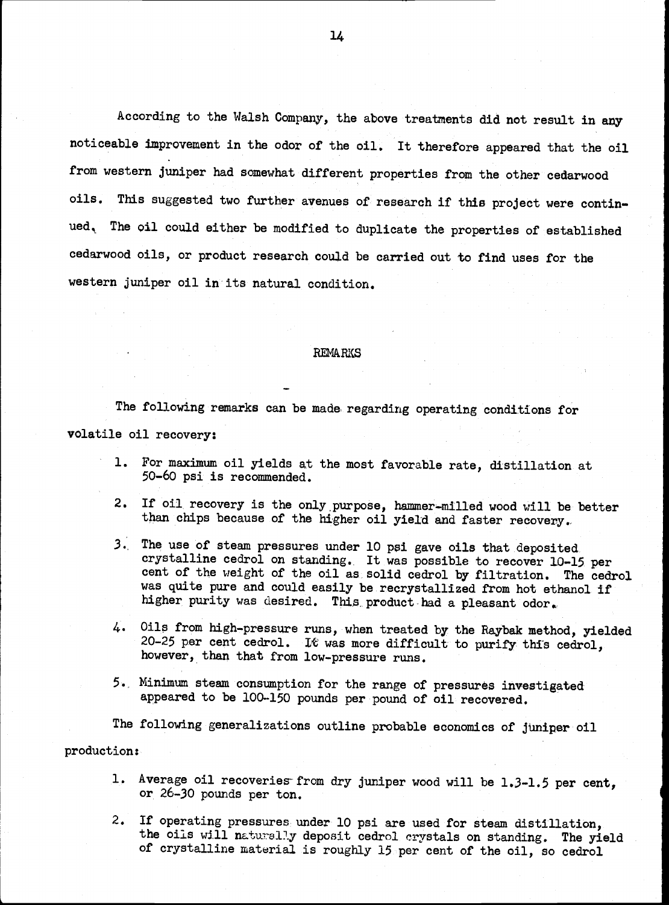According to the Walsh Company, the above treatments did not result in any noticeable improvement in the odor of the oil. It therefore appeared that the oil from western juniper had somewhat different properties from the other cedarwood oils. This suggested two further avenues of research if this project were continued. The oil could either be modified to duplicate the properties of established cedarwood oils, or product research could be carried out to find uses for the western juniper oil in its natural condition.

## REMARKS

The following remarks can be made regarding operating conditions for volatile oil recovery:

1. For maximum oil yields at the most favorable rate, distillation at 50-60 psi is recommended.

2. If oil recovery is the only purpose, hammer-milled wood will be better than chips because of the higher oil yield and faster recovery.

3. The use of steam pressures under 10 psi gave oils that deposited crystalline cedrol on standing. It was possible to recover 10-15 per cent of the weight of the oil as solid cedrol by filtration. The cedrol was quite pure and could easily be recrystallized from hot ethanol if higher purity was desired. This product had a pleasant odor.

4. Oils from high-pressure runs, when treated by the Raybak method, yielded 20-25 per cent cedrol. It was more difficult to purify this cedrol, however, than that from low-pressure runs.

5. Minimum steam consumption for the range of pressures investigated appeared to be 100-150 pounds per pound of oil recovered.

The following generalizations outline probable economics of juniper oil production:

1. Average oil recoveries from dry juniper wood will be 1.3-1.5 per cent, or 26-30 pounds per ton.

2. If operating pressures under 10 psi are used for steam distillation, the oils will naturally deposit cedrol crystals on standing. The yield of crystalline material is roughly 15 per cent of the oil, so cedrol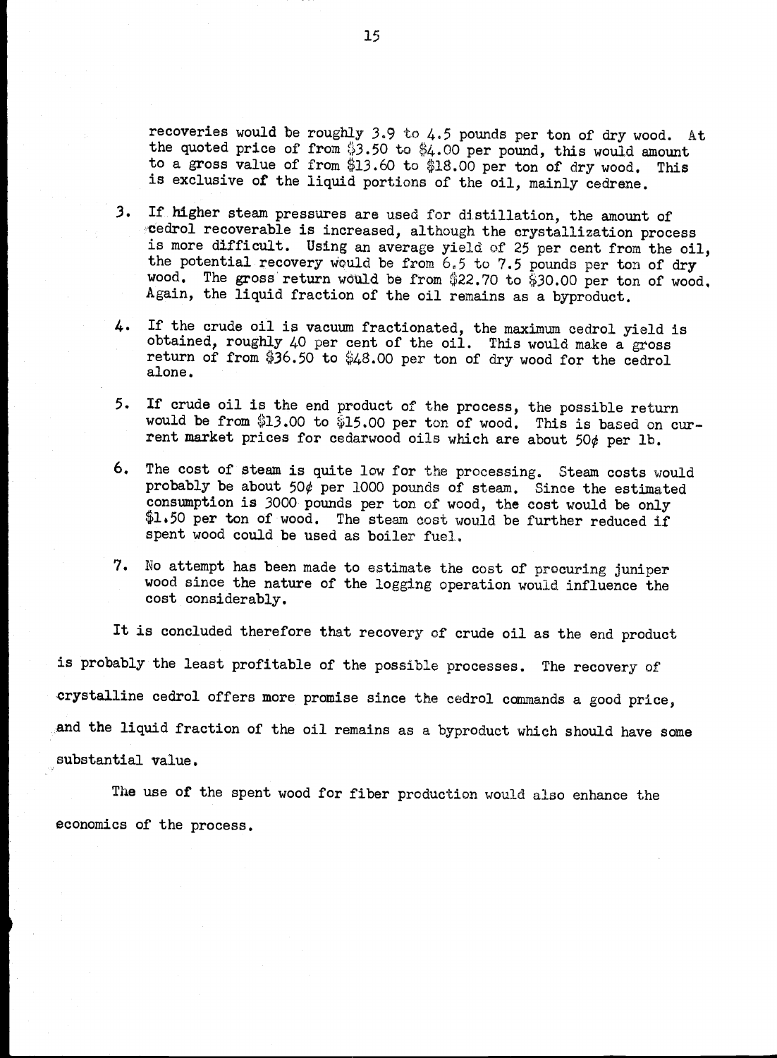recoveries would be roughly 3.9 to 4.5 pounds per ton of dry wood. At the quoted price of from $3.50 to $4.00 per pound, this would amount to a gross value of from $13.60 to $18.00 per ton of dry wood. This is exclusive of the liquid portions of the oil, mainly cedrene.

3. If higher steam pressures are used for distillation, the amount of cedrol recoverable is increased, although the crystallization process is more difficult. Using an average yield of 25 per cent from the oil, the potential recovery would be from 6.5 to 7.5 pounds per ton of dry wood. The gross return would be from $22.70 to $30.00 per ton of wood. Again, the liquid fraction of the oil remains as a byproduct.

4. If the crude oil is vacuum fractionated, the maximum cedrol yield is obtained, roughly 40 per cent of the oil. This would make a gross return of from $36.50 to $48.00 per ton of dry wood for the cedrol alone.

5. If crude oil is the end product of the process, the possible return would be from $13.00 to $15.00 per ton of wood. This is based on current market prices for cedarwood oils which are about 50¢ per lb.

6. The cost of steam is quite low for the processing. Steam costs would probably be about 50¢ per 1000 pounds of steam. Since the estimated consumption is 3000 pounds per ton of wood, the cost would be only $1.50 per ton of wood. The steam cost would be further reduced if spent wood could be used as boiler fuel.

7. No attempt has been made to estimate the cost of procuring juniper wood since the nature of the logging operation would influence the cost considerably.

It is concluded therefore that recovery of crude oil as the end product is probably the least profitable of the possible processes. The recovery of crystalline cedrol offers more promise since the cedrol commands a good price, and the liquid fraction of the oil remains as a byproduct which should have some substantial value.

The use of the spent wood for fiber production would also enhance the economics of the process.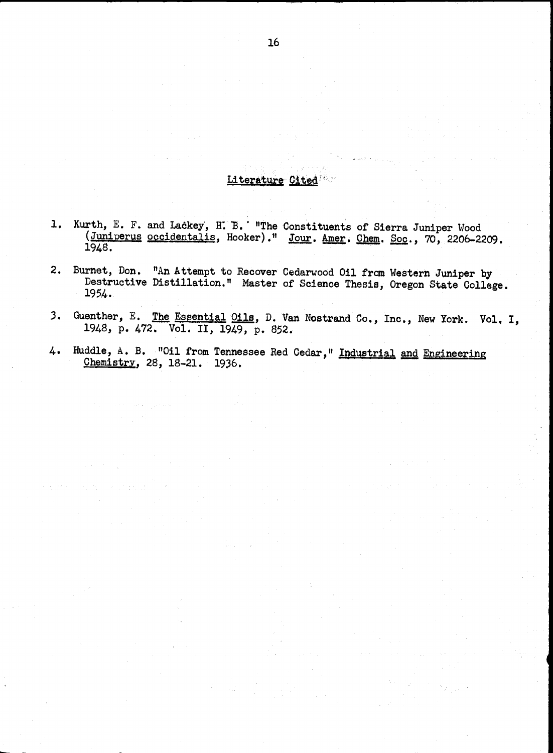## Literature Cited

1. Kurth, E. F. and Lackey, H. B. "The Constituents of Sierra Juniper Wood (*Juniperus occidentalis*, Hooker)." *Jour. Amer. Chem. Soc.*, 70, 2206-2209. 1948.

2. Burnet, Don. "An Attempt to Recover Cedarwood Oil from Western Juniper by Destructive Distillation." Master of Science Thesis, Oregon State College. 1954.

3. Guenther, E. *The Essential Oils*, D. Van Nostrand Co., Inc., New York. Vol. I, 1948, p. 472. Vol. II, 1949, p. 852.

4. Huddle, A. B. "Oil from Tennessee Red Cedar," *Industrial and Engineering Chemistry*, 28, 18-21. 1936.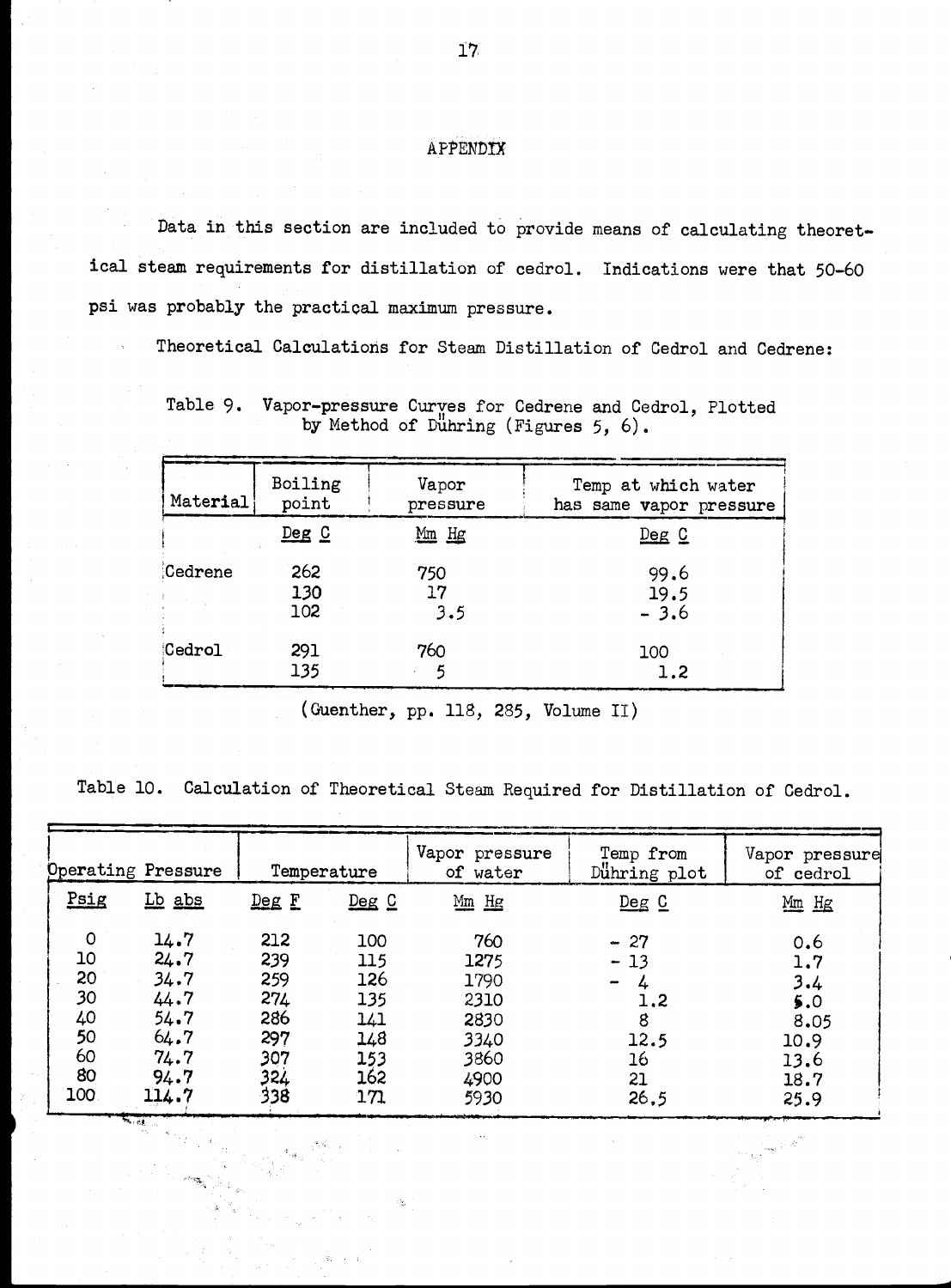# APPENDIX

Data in this section are included to provide means of calculating theoretical steam requirements for distillation of cedrol. Indications were that 50-60 psi was probably the practical maximum pressure.

Theoretical Calculations for Steam Distillation of Cedrol and Cedrene:

Table 9. Vapor-pressure Curves for Cedrene and Cedrol, Plotted by Method of Dühring (Figures 5, 6).

| Material | Boiling point | Vapor pressure | Temp at which water has same vapor pressure |
|---|---|---|---|
| | Deg C | Mm Hg | Deg C |
| Cedrene | 262 | 750 | 99.6 |
| | 130 | 17 | 19.5 |
| | 102 | 3.5 | - 3.6 |
| Cedrol | 291 | 760 | 100 |
| | 135 | 5 | 1.2 |

(Guenther, pp. 118, 285, Volume II)

Table 10. Calculation of Theoretical Steam Required for Distillation of Cedrol.

| Operating Pressure | | Temperature | | Vapor pressure of water | Temp from Dühring plot | Vapor pressure of cedrol |
|---|---|---|---|---|---|---|
| Psig | Lb abs | Deg F | Deg C | Mm Hg | Deg C | Mm Hg |
| 0 | 14.7 | 212 | 100 | 760 | - 27 | 0.6 |
| 10 | 24.7 | 239 | 115 | 1275 | - 13 | 1.7 |
| 20 | 34.7 | 259 | 126 | 1790 | - 4 | 3.4 |
| 30 | 44.7 | 274 | 135 | 2310 | 1.2 | 5.0 |
| 40 | 54.7 | 286 | 141 | 2830 | 8 | 8.05 |
| 50 | 64.7 | 297 | 148 | 3340 | 12.5 | 10.9 |
| 60 | 74.7 | 307 | 153 | 3860 | 16 | 13.6 |
| 80 | 94.7 | 324 | 162 | 4900 | 21 | 18.7 |
| 100 | 114.7 | 338 | 171 | 5930 | 26.5 | 25.9 |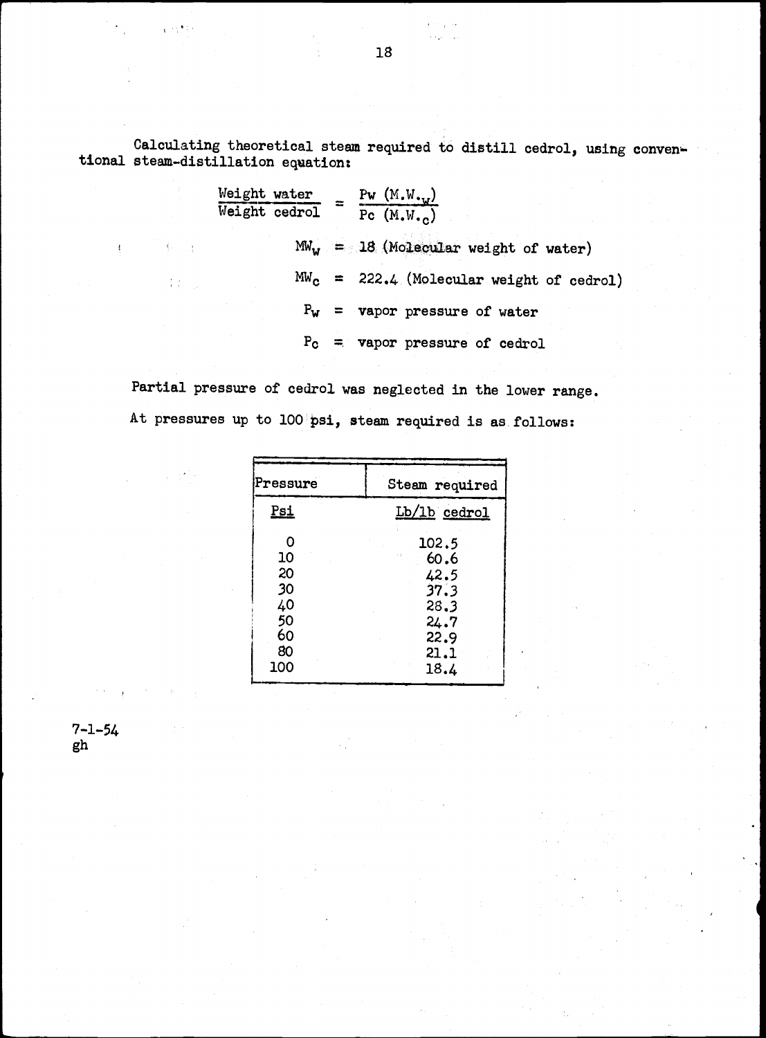Calculating theoretical steam required to distill cedrol, using conventional steam-distillation equation:

$$\frac{\text{Weight water}}{\text{Weight cedrol}} = \frac{P_w \, (M.W._w)}{P_c \, (M.W._c)}$$

$MW_w$ = 18 (Molecular weight of water)

$MW_c$ = 222.4 (Molecular weight of cedrol)

$P_w$ = vapor pressure of water

$P_c$ = vapor pressure of cedrol

Partial pressure of cedrol was neglected in the lower range.

At pressures up to 100 psi, steam required is as follows:

| Pressure | Steam required |
|---|---|
| Psi | Lb/lb cedrol |
| 0 | 102.5 |
| 10 | 60.6 |
| 20 | 42.5 |
| 30 | 37.3 |
| 40 | 28.3 |
| 50 | 24.7 |
| 60 | 22.9 |
| 80 | 21.1 |
| 100 | 18.4 |

7-1-54
gh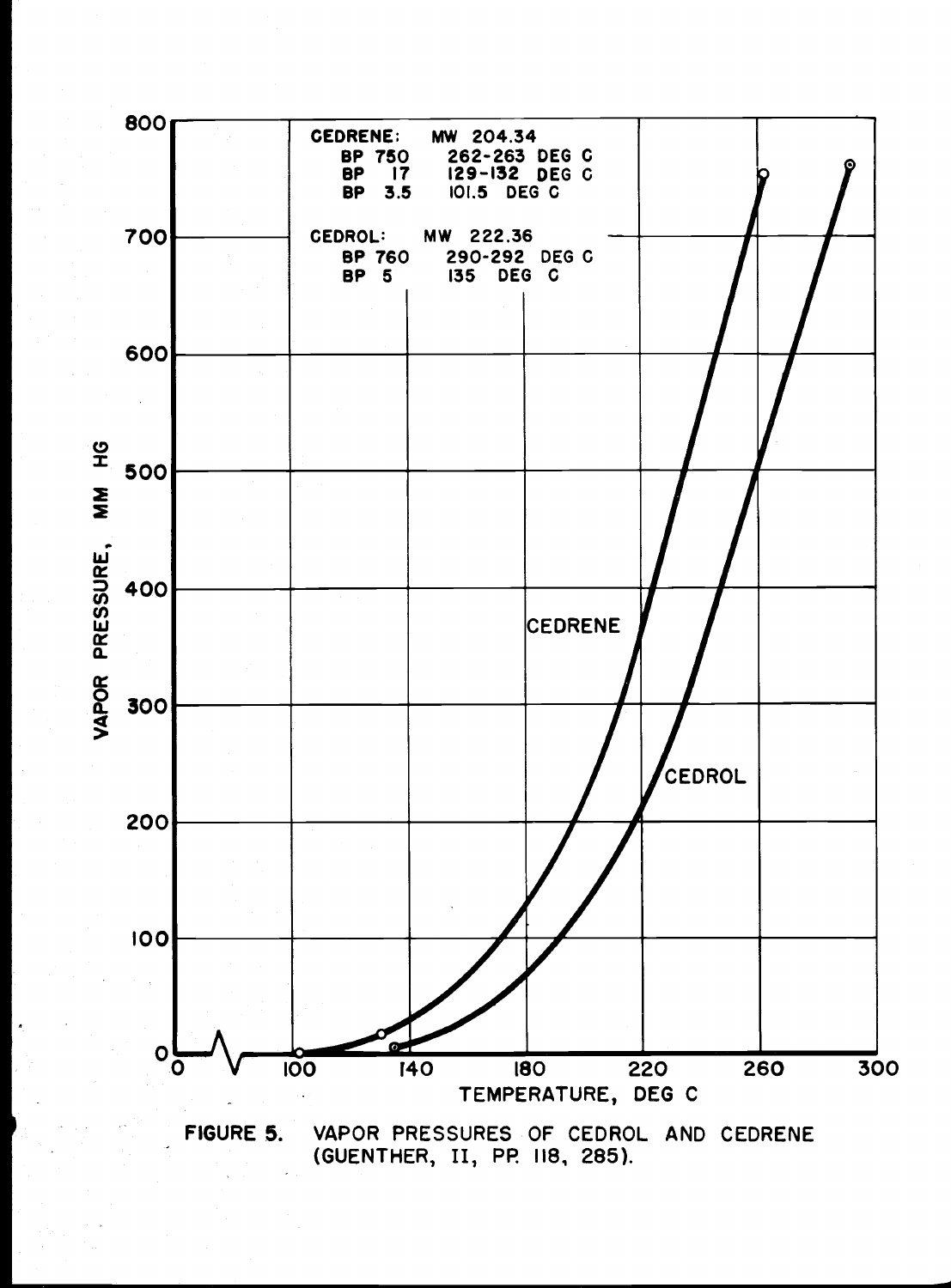CEDRENE: MW 204.34
BP 750 262-263 DEG C
BP 17 129-132 DEG C
BP 3.5 101.5 DEG C

CEDROL: MW 222.36
BP 760 290-292 DEG C
BP 5 135 DEG C

FIGURE 5. VAPOR PRESSURES OF CEDROL AND CEDRENE (GUENTHER, II, PP. 118, 285).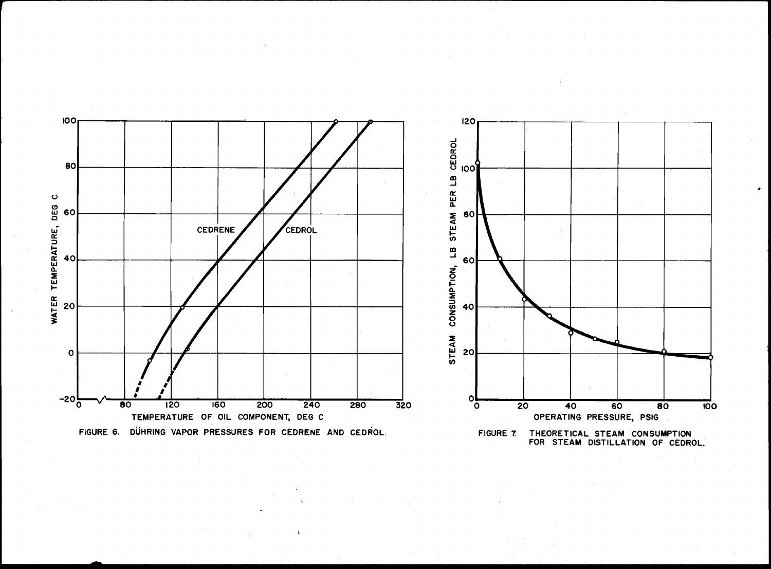100

80

60

40

20

0

-20

WATER TEMPERATURE, DEG C

CEDRENE

CEDROL

0 80 120 160 200 240 280 320

TEMPERATURE OF OIL COMPONENT, DEG C

FIGURE 6. DÜHRING VAPOR PRESSURES FOR CEDRENE AND CEDROL.

120

100

80

60

40

20

0

STEAM CONSUMPTION, LB STEAM PER LB CEDROL

0 20 40 60 80 100

OPERATING PRESSURE, PSIG

FIGURE 7. THEORETICAL STEAM CONSUMPTION FOR STEAM DISTILLATION OF CEDROL.